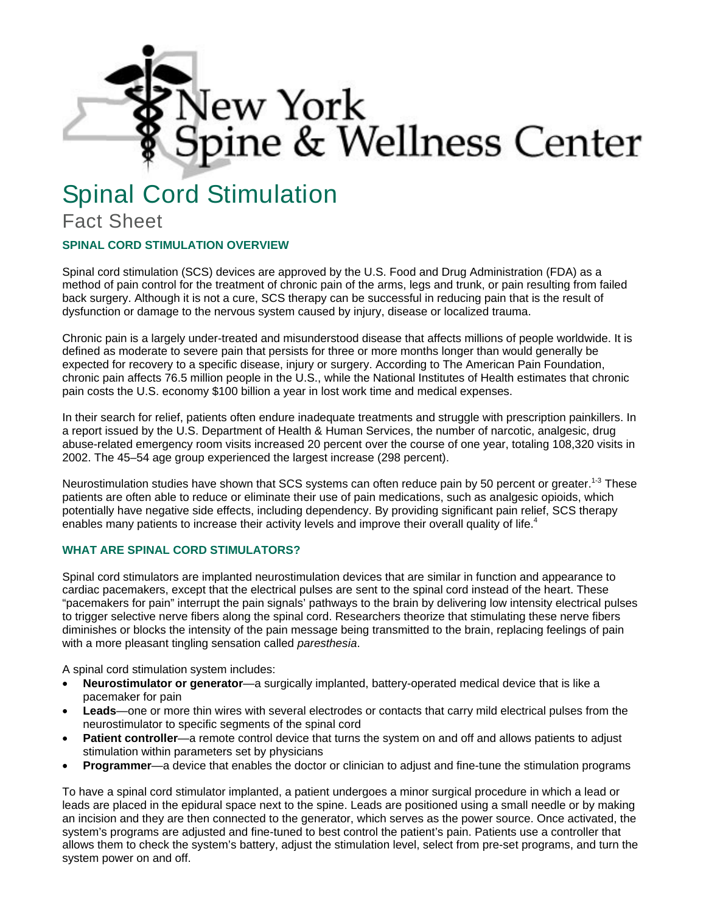New York Spine & Wellness Center

# Spinal Cord Stimulation

## Fact Sheet

### SPINAL CORD STIMULATION OVERVIEW

Spinal cord stimulation (SCS) devices are approved by the U.S. Food and Drug Administration (FDA) as a method of pain control for the treatment of chronic pain of the arms, legs and trunk, or pain resulting from failed back surgery. Although it is not a cure, SCS therapy can be successful in reducing pain that is the result of dysfunction or damage to the nervous system caused by injury, disease or localized trauma.

Chronic pain is a largely under-treated and misunderstood disease that affects millions of people worldwide. It is defined as moderate to severe pain that persists for three or more months longer than would generally be expected for recovery to a specific disease, injury or surgery. According to The American Pain Foundation, chronic pain affects 76.5 million people in the U.S., while the National Institutes of Health estimates that chronic pain costs the U.S. economy $100 billion a year in lost work time and medical expenses.

In their search for relief, patients often endure inadequate treatments and struggle with prescription painkillers. In a report issued by the U.S. Department of Health & Human Services, the number of narcotic, analgesic, drug abuse-related emergency room visits increased 20 percent over the course of one year, totaling 108,320 visits in 2002. The 45–54 age group experienced the largest increase (298 percent).

Neurostimulation studies have shown that SCS systems can often reduce pain by 50 percent or greater.[1-3] These patients are often able to reduce or eliminate their use of pain medications, such as analgesic opioids, which potentially have negative side effects, including dependency. By providing significant pain relief, SCS therapy enables many patients to increase their activity levels and improve their overall quality of life.[4]

### WHAT ARE SPINAL CORD STIMULATORS?

Spinal cord stimulators are implanted neurostimulation devices that are similar in function and appearance to cardiac pacemakers, except that the electrical pulses are sent to the spinal cord instead of the heart. These "pacemakers for pain" interrupt the pain signals' pathways to the brain by delivering low intensity electrical pulses to trigger selective nerve fibers along the spinal cord. Researchers theorize that stimulating these nerve fibers diminishes or blocks the intensity of the pain message being transmitted to the brain, replacing feelings of pain with a more pleasant tingling sensation called *paresthesia*.

A spinal cord stimulation system includes:

- **Neurostimulator or generator**—a surgically implanted, battery-operated medical device that is like a pacemaker for pain
- **Leads**—one or more thin wires with several electrodes or contacts that carry mild electrical pulses from the neurostimulator to specific segments of the spinal cord
- **Patient controller**—a remote control device that turns the system on and off and allows patients to adjust stimulation within parameters set by physicians
- **Programmer**—a device that enables the doctor or clinician to adjust and fine-tune the stimulation programs

To have a spinal cord stimulator implanted, a patient undergoes a minor surgical procedure in which a lead or leads are placed in the epidural space next to the spine. Leads are positioned using a small needle or by making an incision and they are then connected to the generator, which serves as the power source. Once activated, the system's programs are adjusted and fine-tuned to best control the patient's pain. Patients use a controller that allows them to check the system's battery, adjust the stimulation level, select from pre-set programs, and turn the system power on and off.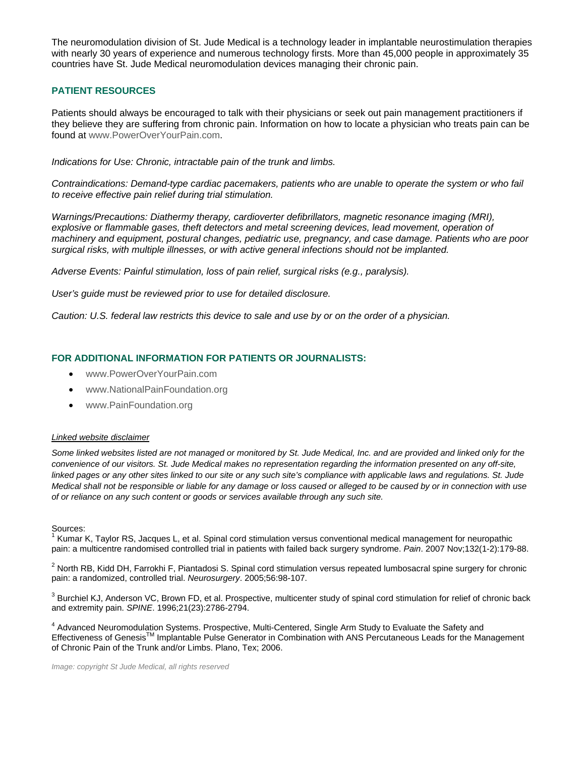The neuromodulation division of St. Jude Medical is a technology leader in implantable neurostimulation therapies with nearly 30 years of experience and numerous technology firsts. More than 45,000 people in approximately 35 countries have St. Jude Medical neuromodulation devices managing their chronic pain.

## PATIENT RESOURCES

Patients should always be encouraged to talk with their physicians or seek out pain management practitioners if they believe they are suffering from chronic pain. Information on how to locate a physician who treats pain can be found at www.PowerOverYourPain.com.

*Indications for Use: Chronic, intractable pain of the trunk and limbs.*

*Contraindications: Demand-type cardiac pacemakers, patients who are unable to operate the system or who fail to receive effective pain relief during trial stimulation.*

*Warnings/Precautions: Diathermy therapy, cardioverter defibrillators, magnetic resonance imaging (MRI), explosive or flammable gases, theft detectors and metal screening devices, lead movement, operation of machinery and equipment, postural changes, pediatric use, pregnancy, and case damage. Patients who are poor surgical risks, with multiple illnesses, or with active general infections should not be implanted.*

*Adverse Events: Painful stimulation, loss of pain relief, surgical risks (e.g., paralysis).*

*User's guide must be reviewed prior to use for detailed disclosure.*

*Caution: U.S. federal law restricts this device to sale and use by or on the order of a physician.*

## FOR ADDITIONAL INFORMATION FOR PATIENTS OR JOURNALISTS:

- www.PowerOverYourPain.com
- www.NationalPainFoundation.org
- www.PainFoundation.org

*Linked website disclaimer*

*Some linked websites listed are not managed or monitored by St. Jude Medical, Inc. and are provided and linked only for the convenience of our visitors. St. Jude Medical makes no representation regarding the information presented on any off-site, linked pages or any other sites linked to our site or any such site's compliance with applicable laws and regulations. St. Jude Medical shall not be responsible or liable for any damage or loss caused or alleged to be caused by or in connection with use of or reliance on any such content or goods or services available through any such site.*

Sources:

[1] Kumar K, Taylor RS, Jacques L, et al. Spinal cord stimulation versus conventional medical management for neuropathic pain: a multicentre randomised controlled trial in patients with failed back surgery syndrome. *Pain*. 2007 Nov;132(1-2):179-88.

[2] North RB, Kidd DH, Farrokhi F, Piantadosi S. Spinal cord stimulation versus repeated lumbosacral spine surgery for chronic pain: a randomized, controlled trial. *Neurosurgery*. 2005;56:98-107.

[3] Burchiel KJ, Anderson VC, Brown FD, et al. Prospective, multicenter study of spinal cord stimulation for relief of chronic back and extremity pain. *SPINE*. 1996;21(23):2786-2794.

[4] Advanced Neuromodulation Systems. Prospective, Multi-Centered, Single Arm Study to Evaluate the Safety and Effectiveness of Genesis™ Implantable Pulse Generator in Combination with ANS Percutaneous Leads for the Management of Chronic Pain of the Trunk and/or Limbs. Plano, Tex; 2006.

*Image: copyright St Jude Medical, all rights reserved*